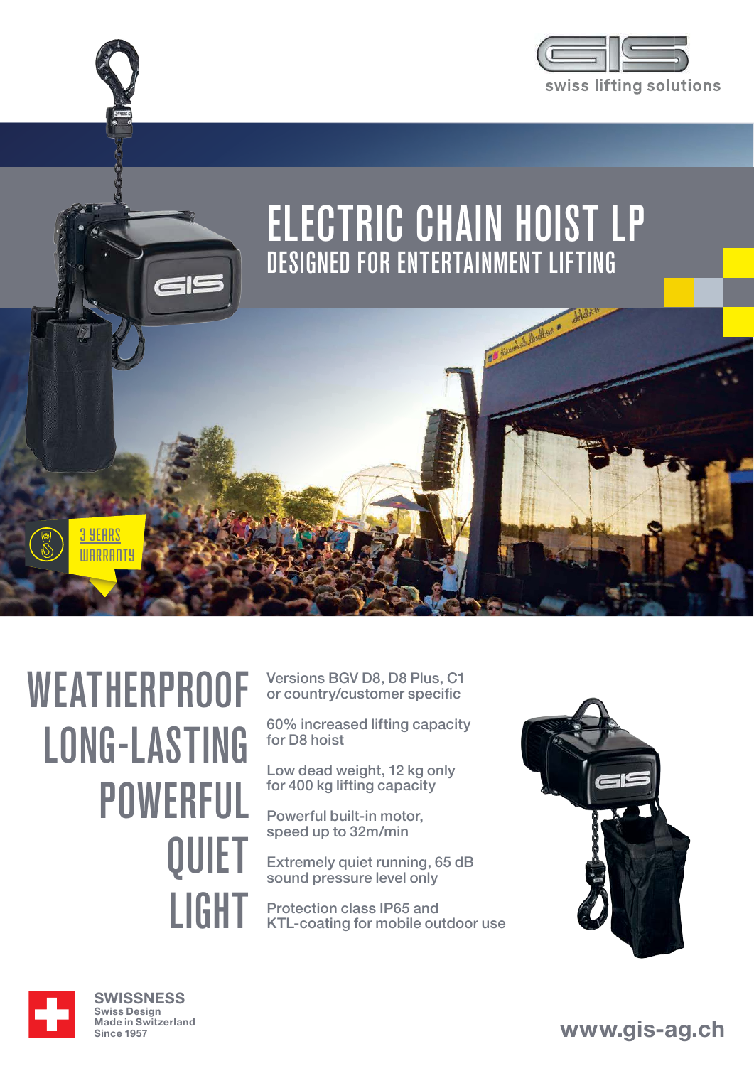swiss lifting solutions

# ELECTRIC CHAIN HOIST LP

## DESIGNED FOR ENTERTAINMENT LIFTING

3 YEARS WARRANTY

**WEATHERPROOF**
**LONG-LASTING**
**POWERFUL**
**QUIET**
**LIGHT**

Versions BGV D8, D8 Plus, C1 or country/customer specific

60% increased lifting capacity for D8 hoist

Low dead weight, 12 kg only for 400 kg lifting capacity

Powerful built-in motor, speed up to 32m/min

Extremely quiet running, 65 dB sound pressure level only

Protection class IP65 and KTL-coating for mobile outdoor use

**SWISSNESS**
Swiss Design
Made in Switzerland
Since 1957

www.gis-ag.ch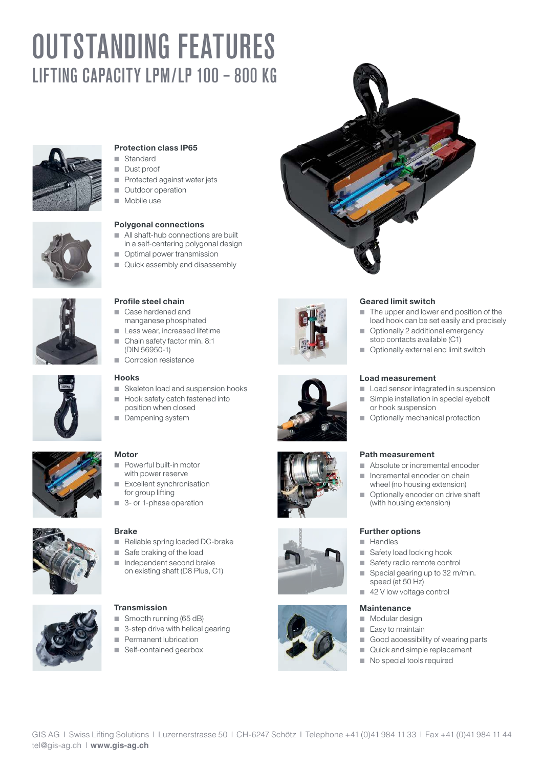# OUTSTANDING FEATURES

## LIFTING CAPACITY LPM/LP 100 – 800 KG

### Protection class IP65

- Standard
- Dust proof
- Protected against water jets
- Outdoor operation
- Mobile use

### Polygonal connections

- All shaft-hub connections are built in a self-centering polygonal design
- Optimal power transmission
- Quick assembly and disassembly

### Profile steel chain

- Case hardened and manganese phosphated
- Less wear, increased lifetime
- Chain safety factor min. 8:1 (DIN 56950-1)
- Corrosion resistance

### Hooks

- Skeleton load and suspension hooks
- Hook safety catch fastened into position when closed
- Dampening system

### Motor

- Powerful built-in motor with power reserve
- Excellent synchronisation for group lifting
- 3- or 1-phase operation

### Brake

- Reliable spring loaded DC-brake
- Safe braking of the load
- Independent second brake on existing shaft (D8 Plus, C1)

### Transmission

- Smooth running (65 dB)
- 3-step drive with helical gearing
- Permanent lubrication
- Self-contained gearbox

### Geared limit switch

- The upper and lower end position of the load hook can be set easily and precisely
- Optionally 2 additional emergency stop contacts available (C1)
- Optionally external end limit switch

### Load measurement

- Load sensor integrated in suspension
- Simple installation in special eyebolt or hook suspension
- Optionally mechanical protection

### Path measurement

- Absolute or incremental encoder
- Incremental encoder on chain wheel (no housing extension)
- Optionally encoder on drive shaft (with housing extension)

### Further options

- Handles
- Safety load locking hook
- Safety radio remote control
- Special gearing up to 32 m/min. speed (at 50 Hz)
- 42 V low voltage control

### Maintenance

- Modular design
- Easy to maintain
- Good accessibility of wearing parts
- Quick and simple replacement
- No special tools required

GIS AG I Swiss Lifting Solutions I Luzernerstrasse 50 I CH-6247 Schötz I Telephone +41 (0)41 984 11 33 I Fax +41 (0)41 984 11 44
tel@gis-ag.ch I **www.gis-ag.ch**